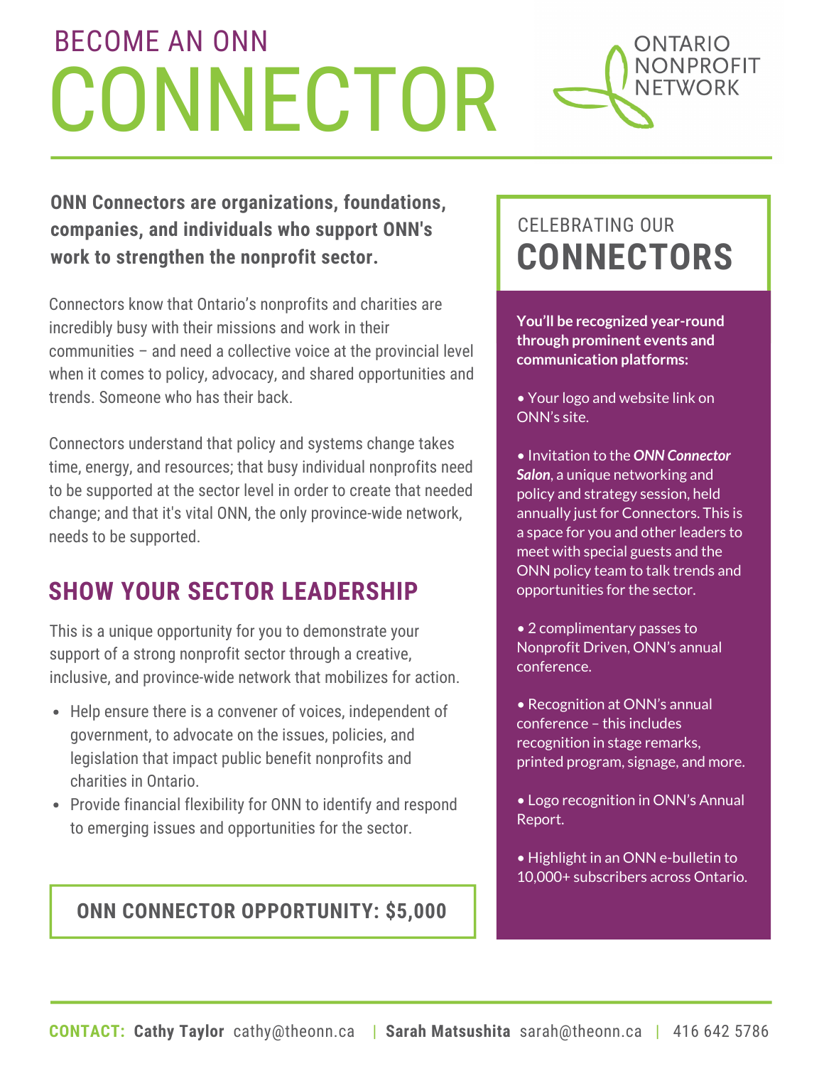# BECOME AN ONN CONNECTOR

ONTARIO NONPROFIT NETWORK

**ONN Connectors are organizations, foundations, companies, and individuals who support ONN's work to strengthen the nonprofit sector.**

Connectors know that Ontario's nonprofits and charities are incredibly busy with their missions and work in their communities – and need a collective voice at the provincial level when it comes to policy, advocacy, and shared opportunities and trends. Someone who has their back.

Connectors understand that policy and systems change takes time, energy, and resources; that busy individual nonprofits need to be supported at the sector level in order to create that needed change; and that it's vital ONN, the only province-wide network, needs to be supported.

## SHOW YOUR SECTOR LEADERSHIP

This is a unique opportunity for you to demonstrate your support of a strong nonprofit sector through a creative, inclusive, and province-wide network that mobilizes for action.

- Help ensure there is a convener of voices, independent of government, to advocate on the issues, policies, and legislation that impact public benefit nonprofits and charities in Ontario.
- Provide financial flexibility for ONN to identify and respond to emerging issues and opportunities for the sector.

**ONN CONNECTOR OPPORTUNITY: $5,000**

## CELEBRATING OUR CONNECTORS

**You'll be recognized year-round through prominent events and communication platforms:**

- Your logo and website link on ONN's site.
- Invitation to the ***ONN Connector Salon***, a unique networking and policy and strategy session, held annually just for Connectors. This is a space for you and other leaders to meet with special guests and the ONN policy team to talk trends and opportunities for the sector.
- 2 complimentary passes to Nonprofit Driven, ONN's annual conference.
- Recognition at ONN's annual conference – this includes recognition in stage remarks, printed program, signage, and more.
- Logo recognition in ONN's Annual Report.
- Highlight in an ONN e-bulletin to 10,000+ subscribers across Ontario.

**CONTACT:** **Cathy Taylor** cathy@theonn.ca | **Sarah Matsushita** sarah@theonn.ca | 416 642 5786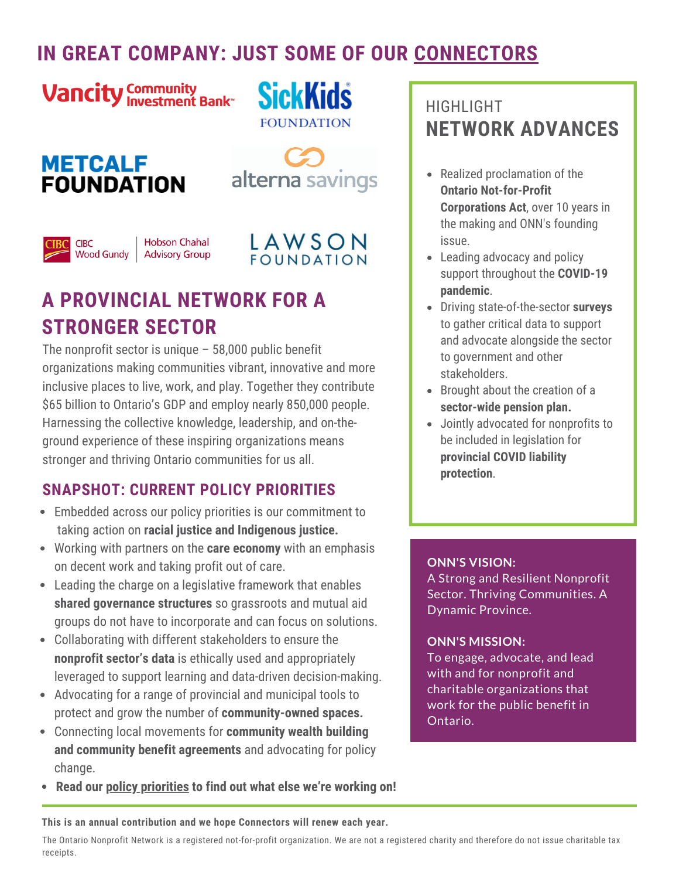## IN GREAT COMPANY: JUST SOME OF OUR CONNECTORS

Vancity Community Investment Bank

SickKids Foundation

Metcalf Foundation

alterna savings

CIBC Wood Gundy | Hobson Chahal Advisory Group

Lawson Foundation

## A PROVINCIAL NETWORK FOR A STRONGER SECTOR

The nonprofit sector is unique – 58,000 public benefit organizations making communities vibrant, innovative and more inclusive places to live, work, and play. Together they contribute $65 billion to Ontario's GDP and employ nearly 850,000 people. Harnessing the collective knowledge, leadership, and on-the-ground experience of these inspiring organizations means stronger and thriving Ontario communities for us all.

### SNAPSHOT: CURRENT POLICY PRIORITIES

- Embedded across our policy priorities is our commitment to taking action on **racial justice and Indigenous justice.**
- Working with partners on the **care economy** with an emphasis on decent work and taking profit out of care.
- Leading the charge on a legislative framework that enables **shared governance structures** so grassroots and mutual aid groups do not have to incorporate and can focus on solutions.
- Collaborating with different stakeholders to ensure the **nonprofit sector's data** is ethically used and appropriately leveraged to support learning and data-driven decision-making.
- Advocating for a range of provincial and municipal tools to protect and grow the number of **community-owned spaces.**
- Connecting local movements for **community wealth building and community benefit agreements** and advocating for policy change.
- **Read our policy priorities to find out what else we're working on!**

### HIGHLIGHT NETWORK ADVANCES

- Realized proclamation of the **Ontario Not-for-Profit Corporations Act**, over 10 years in the making and ONN's founding issue.
- Leading advocacy and policy support throughout the **COVID-19 pandemic**.
- Driving state-of-the-sector **surveys** to gather critical data to support and advocate alongside the sector to government and other stakeholders.
- Brought about the creation of a **sector-wide pension plan.**
- Jointly advocated for nonprofits to be included in legislation for **provincial COVID liability protection**.

**ONN'S VISION:**
A Strong and Resilient Nonprofit Sector. Thriving Communities. A Dynamic Province.

**ONN'S MISSION:**
To engage, advocate, and lead with and for nonprofit and charitable organizations that work for the public benefit in Ontario.

**This is an annual contribution and we hope Connectors will renew each year.**

The Ontario Nonprofit Network is a registered not-for-profit organization. We are not a registered charity and therefore do not issue charitable tax receipts.